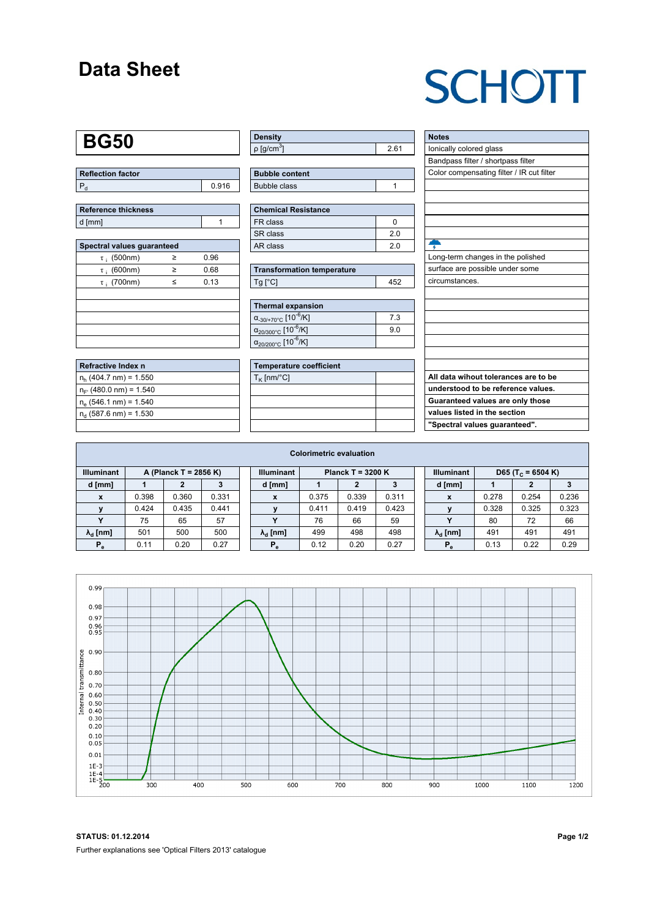# Data Sheet

SCHOTT

# BG50

| Reflection factor | |
|---|---|
| $P_d$ | 0.916 |

| Reference thickness | |
|---|---|
| d [mm] | 1 |

| Spectral values guaranteed | | |
|---|---|---|
| $\tau_i$ (500nm) | ≥ | 0.96 |
| $\tau_i$ (600nm) | ≥ | 0.68 |
| $\tau_i$ (700nm) | ≤ | 0.13 |

| Refractive Index n |
|---|
| $n_h$ (404.7 nm) = 1.550 |
| $n_{F'}$ (480.0 nm) = 1.540 |
| $n_e$ (546.1 nm) = 1.540 |
| $n_d$ (587.6 nm) = 1.530 |

| Density | |
|---|---|
| ρ [g/cm³] | 2.61 |

| Bubble content | |
|---|---|
| Bubble class | 1 |

| Chemical Resistance | |
|---|---|
| FR class | 0 |
| SR class | 2.0 |
| AR class | 2.0 |

| Transformation temperature | |
|---|---|
| Tg [°C] | 452 |

| Thermal expansion | |
|---|---|
| $\alpha_{-30/+70°C}$ [$10^{-6}$/K] | 7.3 |
| $\alpha_{20/300°C}$ [$10^{-6}$/K] | 9.0 |
| $\alpha_{20/200°C}$ [$10^{-6}$/K] | |

| Temperature coefficient | |
|---|---|
| $T_K$ [nm/°C] | |

**Notes**

Ionically colored glass
Bandpass filter / shortpass filter
Color compensating filter / IR cut filter

Long-term changes in the polished surface are possible under some circumstances.

**All data wihout tolerances are to be understood to be reference values. Guaranteed values are only those values listed in the section "Spectral values guaranteed".**

## Colorimetric evaluation

| Illuminant | A (Planck T = 2856 K) | | |
|---|---|---|---|
| d [mm] | 1 | 2 | 3 |
| x | 0.398 | 0.360 | 0.331 |
| y | 0.424 | 0.435 | 0.441 |
| Y | 75 | 65 | 57 |
| $\lambda_d$ [nm] | 501 | 500 | 500 |
| $P_e$ | 0.11 | 0.20 | 0.27 |

| Illuminant | Planck T = 3200 K | | |
|---|---|---|---|
| d [mm] | 1 | 2 | 3 |
| x | 0.375 | 0.339 | 0.311 |
| y | 0.411 | 0.419 | 0.423 |
| Y | 76 | 66 | 59 |
| $\lambda_d$ [nm] | 499 | 498 | 498 |
| $P_e$ | 0.12 | 0.20 | 0.27 |

| Illuminant | D65 ($T_C$ = 6504 K) | | |
|---|---|---|---|
| d [mm] | 1 | 2 | 3 |
| x | 0.278 | 0.254 | 0.236 |
| y | 0.328 | 0.325 | 0.323 |
| Y | 80 | 72 | 66 |
| $\lambda_d$ [nm] | 491 | 491 | 491 |
| $P_e$ | 0.13 | 0.22 | 0.29 |

**STATUS: 01.12.2014**

Further explanations see 'Optical Filters 2013' catalogue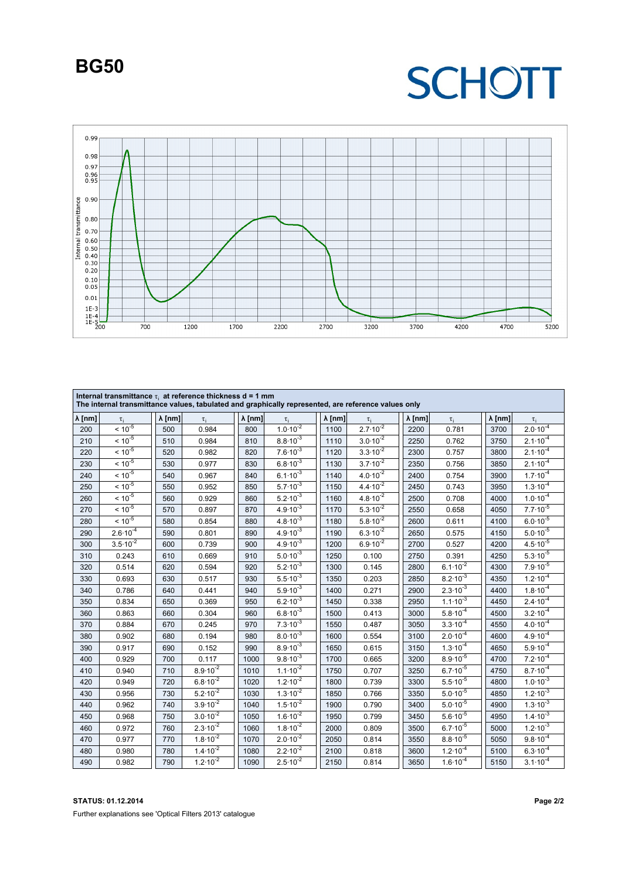# BG50

SCHOTT

Internal transmittance

0.99
0.98
0.97
0.96
0.95
0.90
0.80
0.70
0.60
0.50
0.40
0.30
0.20
0.10
0.05
0.01
1E-3
1E-4
1E-5

200 700 1200 1700 2200 2700 3200 3700 4200 4700 5200

**Internal transmittance $\tau_i$ at reference thickness d = 1 mm**
**The internal transmittance values, tabulated and graphically represented, are reference values only**

| λ [nm] | $\tau_i$ | λ [nm] | $\tau_i$ | λ [nm] | $\tau_i$ | λ [nm] | $\tau_i$ | λ [nm] | $\tau_i$ | λ [nm] | $\tau_i$ |
|---|---|---|---|---|---|---|---|---|---|---|---|
| 200 | $< 10^{-5}$ | 500 | 0.984 | 800 | $1.0 \cdot 10^{-2}$ | 1100 | $2.7 \cdot 10^{-2}$ | 2200 | 0.781 | 3700 | $2.0 \cdot 10^{-4}$ |
| 210 | $< 10^{-5}$ | 510 | 0.984 | 810 | $8.8 \cdot 10^{-3}$ | 1110 | $3.0 \cdot 10^{-2}$ | 2250 | 0.762 | 3750 | $2.1 \cdot 10^{-4}$ |
| 220 | $< 10^{-5}$ | 520 | 0.982 | 820 | $7.6 \cdot 10^{-3}$ | 1120 | $3.3 \cdot 10^{-2}$ | 2300 | 0.757 | 3800 | $2.1 \cdot 10^{-4}$ |
| 230 | $< 10^{-5}$ | 530 | 0.977 | 830 | $6.8 \cdot 10^{-3}$ | 1130 | $3.7 \cdot 10^{-2}$ | 2350 | 0.756 | 3850 | $2.1 \cdot 10^{-4}$ |
| 240 | $< 10^{-5}$ | 540 | 0.967 | 840 | $6.1 \cdot 10^{-3}$ | 1140 | $4.0 \cdot 10^{-2}$ | 2400 | 0.754 | 3900 | $1.7 \cdot 10^{-4}$ |
| 250 | $< 10^{-5}$ | 550 | 0.952 | 850 | $5.7 \cdot 10^{-3}$ | 1150 | $4.4 \cdot 10^{-2}$ | 2450 | 0.743 | 3950 | $1.3 \cdot 10^{-4}$ |
| 260 | $< 10^{-5}$ | 560 | 0.929 | 860 | $5.2 \cdot 10^{-3}$ | 1160 | $4.8 \cdot 10^{-2}$ | 2500 | 0.708 | 4000 | $1.0 \cdot 10^{-4}$ |
| 270 | $< 10^{-5}$ | 570 | 0.897 | 870 | $4.9 \cdot 10^{-3}$ | 1170 | $5.3 \cdot 10^{-2}$ | 2550 | 0.658 | 4050 | $7.7 \cdot 10^{-5}$ |
| 280 | $< 10^{-5}$ | 580 | 0.854 | 880 | $4.8 \cdot 10^{-3}$ | 1180 | $5.8 \cdot 10^{-2}$ | 2600 | 0.611 | 4100 | $6.0 \cdot 10^{-5}$ |
| 290 | $2.6 \cdot 10^{-4}$ | 590 | 0.801 | 890 | $4.9 \cdot 10^{-3}$ | 1190 | $6.3 \cdot 10^{-2}$ | 2650 | 0.575 | 4150 | $5.0 \cdot 10^{-5}$ |
| 300 | $3.5 \cdot 10^{-2}$ | 600 | 0.739 | 900 | $4.9 \cdot 10^{-3}$ | 1200 | $6.9 \cdot 10^{-2}$ | 2700 | 0.527 | 4200 | $4.5 \cdot 10^{-5}$ |
| 310 | 0.243 | 610 | 0.669 | 910 | $5.0 \cdot 10^{-3}$ | 1250 | 0.100 | 2750 | 0.391 | 4250 | $5.3 \cdot 10^{-5}$ |
| 320 | 0.514 | 620 | 0.594 | 920 | $5.2 \cdot 10^{-3}$ | 1300 | 0.145 | 2800 | $6.1 \cdot 10^{-2}$ | 4300 | $7.9 \cdot 10^{-5}$ |
| 330 | 0.693 | 630 | 0.517 | 930 | $5.5 \cdot 10^{-3}$ | 1350 | 0.203 | 2850 | $8.2 \cdot 10^{-3}$ | 4350 | $1.2 \cdot 10^{-4}$ |
| 340 | 0.786 | 640 | 0.441 | 940 | $5.9 \cdot 10^{-3}$ | 1400 | 0.271 | 2900 | $2.3 \cdot 10^{-3}$ | 4400 | $1.8 \cdot 10^{-4}$ |
| 350 | 0.834 | 650 | 0.369 | 950 | $6.2 \cdot 10^{-3}$ | 1450 | 0.338 | 2950 | $1.1 \cdot 10^{-3}$ | 4450 | $2.4 \cdot 10^{-4}$ |
| 360 | 0.863 | 660 | 0.304 | 960 | $6.8 \cdot 10^{-3}$ | 1500 | 0.413 | 3000 | $5.8 \cdot 10^{-4}$ | 4500 | $3.2 \cdot 10^{-4}$ |
| 370 | 0.884 | 670 | 0.245 | 970 | $7.3 \cdot 10^{-3}$ | 1550 | 0.487 | 3050 | $3.3 \cdot 10^{-4}$ | 4550 | $4.0 \cdot 10^{-4}$ |
| 380 | 0.902 | 680 | 0.194 | 980 | $8.0 \cdot 10^{-3}$ | 1600 | 0.554 | 3100 | $2.0 \cdot 10^{-4}$ | 4600 | $4.9 \cdot 10^{-4}$ |
| 390 | 0.917 | 690 | 0.152 | 990 | $8.9 \cdot 10^{-3}$ | 1650 | 0.615 | 3150 | $1.3 \cdot 10^{-4}$ | 4650 | $5.9 \cdot 10^{-4}$ |
| 400 | 0.929 | 700 | 0.117 | 1000 | $9.8 \cdot 10^{-3}$ | 1700 | 0.665 | 3200 | $8.9 \cdot 10^{-5}$ | 4700 | $7.2 \cdot 10^{-4}$ |
| 410 | 0.940 | 710 | $8.9 \cdot 10^{-2}$ | 1010 | $1.1 \cdot 10^{-2}$ | 1750 | 0.707 | 3250 | $6.7 \cdot 10^{-5}$ | 4750 | $8.7 \cdot 10^{-4}$ |
| 420 | 0.949 | 720 | $6.8 \cdot 10^{-2}$ | 1020 | $1.2 \cdot 10^{-2}$ | 1800 | 0.739 | 3300 | $5.5 \cdot 10^{-5}$ | 4800 | $1.0 \cdot 10^{-3}$ |
| 430 | 0.956 | 730 | $5.2 \cdot 10^{-2}$ | 1030 | $1.3 \cdot 10^{-2}$ | 1850 | 0.766 | 3350 | $5.0 \cdot 10^{-5}$ | 4850 | $1.2 \cdot 10^{-3}$ |
| 440 | 0.962 | 740 | $3.9 \cdot 10^{-2}$ | 1040 | $1.5 \cdot 10^{-2}$ | 1900 | 0.790 | 3400 | $5.0 \cdot 10^{-5}$ | 4900 | $1.3 \cdot 10^{-3}$ |
| 450 | 0.968 | 750 | $3.0 \cdot 10^{-2}$ | 1050 | $1.6 \cdot 10^{-2}$ | 1950 | 0.799 | 3450 | $5.6 \cdot 10^{-5}$ | 4950 | $1.4 \cdot 10^{-3}$ |
| 460 | 0.972 | 760 | $2.3 \cdot 10^{-2}$ | 1060 | $1.8 \cdot 10^{-2}$ | 2000 | 0.809 | 3500 | $6.7 \cdot 10^{-5}$ | 5000 | $1.2 \cdot 10^{-3}$ |
| 470 | 0.977 | 770 | $1.8 \cdot 10^{-2}$ | 1070 | $2.0 \cdot 10^{-2}$ | 2050 | 0.814 | 3550 | $8.8 \cdot 10^{-5}$ | 5050 | $9.8 \cdot 10^{-4}$ |
| 480 | 0.980 | 780 | $1.4 \cdot 10^{-2}$ | 1080 | $2.2 \cdot 10^{-2}$ | 2100 | 0.818 | 3600 | $1.2 \cdot 10^{-4}$ | 5100 | $6.3 \cdot 10^{-4}$ |
| 490 | 0.982 | 790 | $1.2 \cdot 10^{-2}$ | 1090 | $2.5 \cdot 10^{-2}$ | 2150 | 0.814 | 3650 | $1.6 \cdot 10^{-4}$ | 5150 | $3.1 \cdot 10^{-4}$ |

**STATUS: 01.12.2014**

Further explanations see 'Optical Filters 2013' catalogue